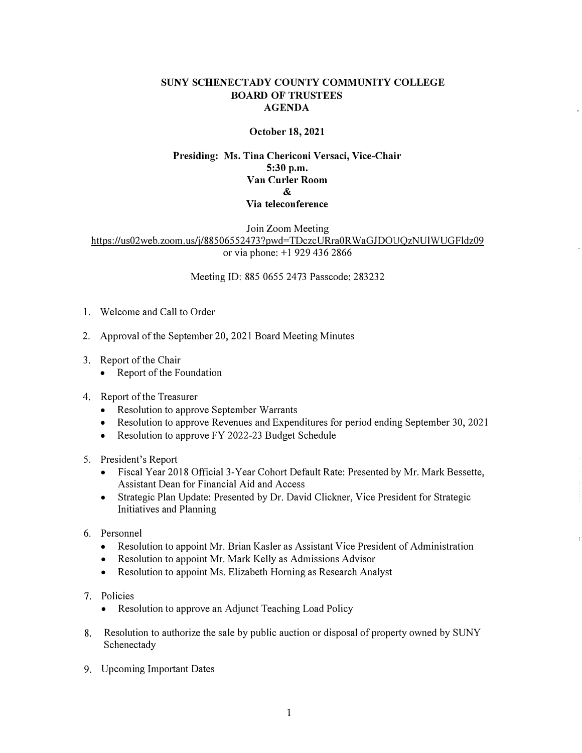**SUNY SCHENECTADY COUNTY COMMUNITY COLLEGE**
**BOARD OF TRUSTEES**
**AGENDA**

**October 18, 2021**

**Presiding: Ms. Tina Chericoni Versaci, Vice-Chair**
**5:30 p.m.**
**Van Curler Room**
**&**
**Via teleconference**

Join Zoom Meeting
https://us02web.zoom.us/j/88506552473?pwd=TDczcURra0RWaGJDOUQzNUlWUGFldz09
or via phone: +1 929 436 2866

Meeting ID: 885 0655 2473 Passcode: 283232

1. Welcome and Call to Order
2. Approval of the September 20, 2021 Board Meeting Minutes
3. Report of the Chair
   - Report of the Foundation
4. Report of the Treasurer
   - Resolution to approve September Warrants
   - Resolution to approve Revenues and Expenditures for period ending September 30, 2021
   - Resolution to approve FY 2022-23 Budget Schedule
5. President's Report
   - Fiscal Year 2018 Official 3-Year Cohort Default Rate: Presented by Mr. Mark Bessette, Assistant Dean for Financial Aid and Access
   - Strategic Plan Update: Presented by Dr. David Clickner, Vice President for Strategic Initiatives and Planning
6. Personnel
   - Resolution to appoint Mr. Brian Kasler as Assistant Vice President of Administration
   - Resolution to appoint Mr. Mark Kelly as Admissions Advisor
   - Resolution to appoint Ms. Elizabeth Horning as Research Analyst
7. Policies
   - Resolution to approve an Adjunct Teaching Load Policy
8. Resolution to authorize the sale by public auction or disposal of property owned by SUNY Schenectady
9. Upcoming Important Dates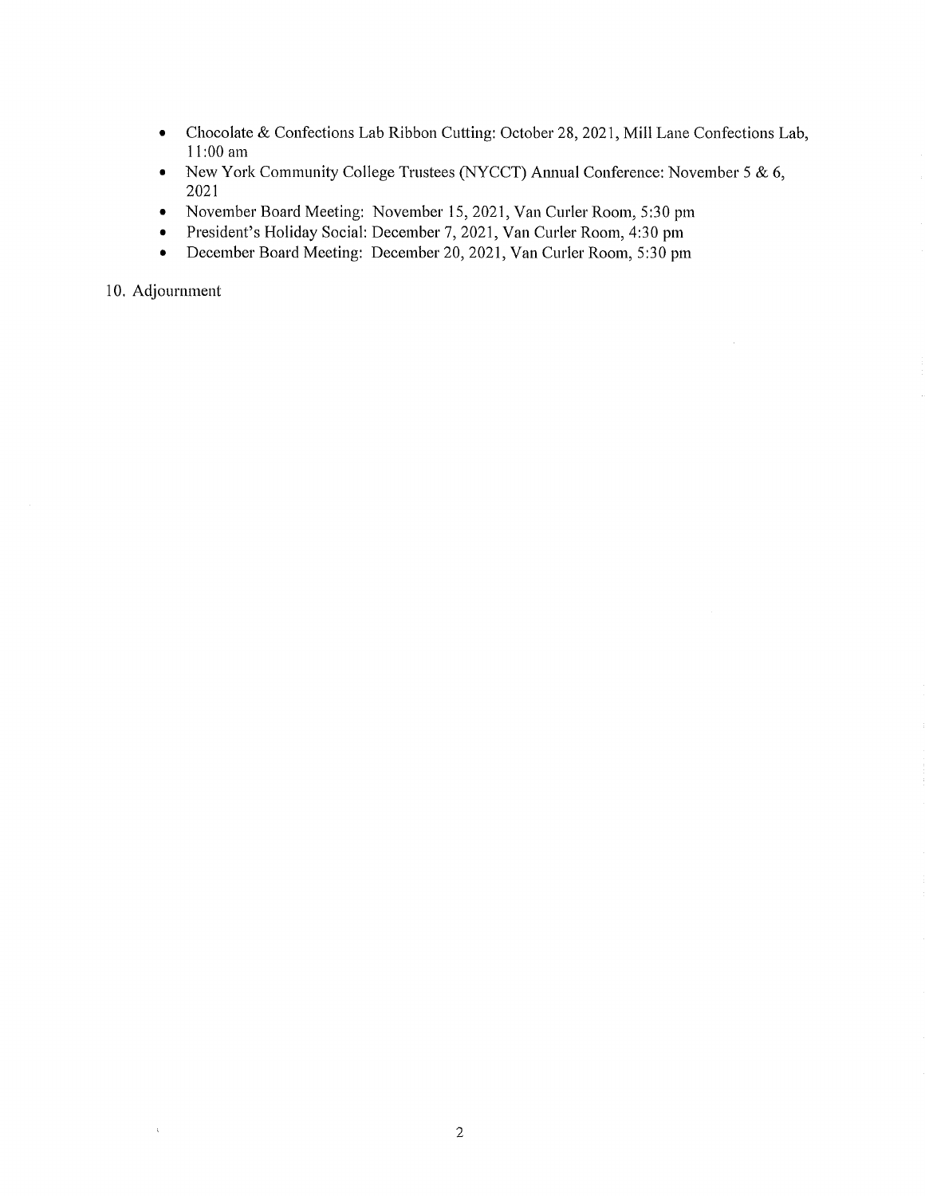- Chocolate & Confections Lab Ribbon Cutting: October 28, 2021, Mill Lane Confections Lab, 11:00 am
- New York Community College Trustees (NYCCT) Annual Conference: November 5 & 6, 2021
- November Board Meeting: November 15, 2021, Van Curler Room, 5:30 pm
- President's Holiday Social: December 7, 2021, Van Curler Room, 4:30 pm
- December Board Meeting: December 20, 2021, Van Curler Room, 5:30 pm

10. Adjournment